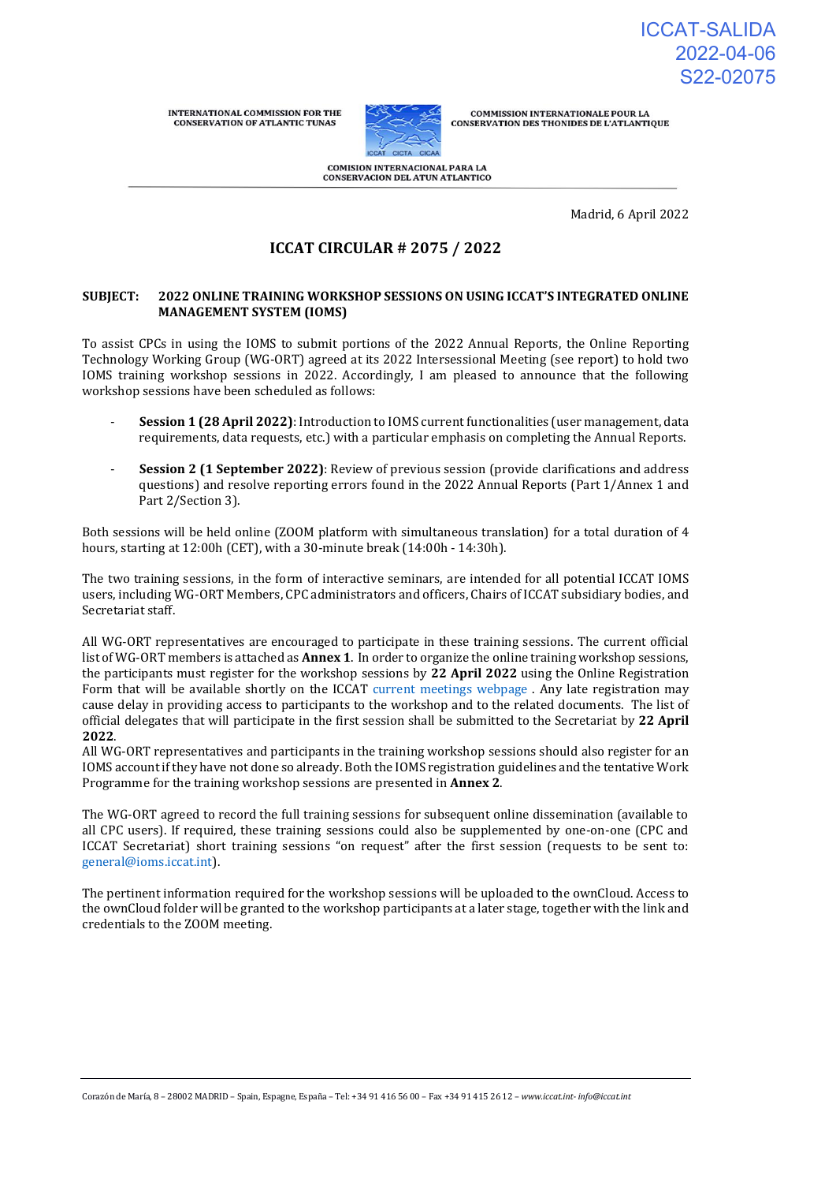ICCAT-SALIDA
2022-04-06
S22-02075

INTERNATIONAL COMMISSION FOR THE CONSERVATION OF ATLANTIC TUNAS

COMMISSION INTERNATIONALE POUR LA CONSERVATION DES THONIDES DE L'ATLANTIQUE

COMISION INTERNACIONAL PARA LA CONSERVACION DEL ATUN ATLANTICO

Madrid, 6 April 2022

# ICCAT CIRCULAR # 2075 / 2022

**SUBJECT: 2022 ONLINE TRAINING WORKSHOP SESSIONS ON USING ICCAT'S INTEGRATED ONLINE MANAGEMENT SYSTEM (IOMS)**

To assist CPCs in using the IOMS to submit portions of the 2022 Annual Reports, the Online Reporting Technology Working Group (WG-ORT) agreed at its 2022 Intersessional Meeting (see report) to hold two IOMS training workshop sessions in 2022. Accordingly, I am pleased to announce that the following workshop sessions have been scheduled as follows:

- **Session 1 (28 April 2022)**: Introduction to IOMS current functionalities (user management, data requirements, data requests, etc.) with a particular emphasis on completing the Annual Reports.

- **Session 2 (1 September 2022)**: Review of previous session (provide clarifications and address questions) and resolve reporting errors found in the 2022 Annual Reports (Part 1/Annex 1 and Part 2/Section 3).

Both sessions will be held online (ZOOM platform with simultaneous translation) for a total duration of 4 hours, starting at 12:00h (CET), with a 30-minute break (14:00h - 14:30h).

The two training sessions, in the form of interactive seminars, are intended for all potential ICCAT IOMS users, including WG-ORT Members, CPC administrators and officers, Chairs of ICCAT subsidiary bodies, and Secretariat staff.

All WG-ORT representatives are encouraged to participate in these training sessions. The current official list of WG-ORT members is attached as **Annex 1**. In order to organize the online training workshop sessions, the participants must register for the workshop sessions by **22 April 2022** using the Online Registration Form that will be available shortly on the ICCAT current meetings webpage . Any late registration may cause delay in providing access to participants to the workshop and to the related documents. The list of official delegates that will participate in the first session shall be submitted to the Secretariat by **22 April 2022**.
All WG-ORT representatives and participants in the training workshop sessions should also register for an IOMS account if they have not done so already. Both the IOMS registration guidelines and the tentative Work Programme for the training workshop sessions are presented in **Annex 2**.

The WG-ORT agreed to record the full training sessions for subsequent online dissemination (available to all CPC users). If required, these training sessions could also be supplemented by one-on-one (CPC and ICCAT Secretariat) short training sessions "on request" after the first session (requests to be sent to: general@ioms.iccat.int).

The pertinent information required for the workshop sessions will be uploaded to the ownCloud. Access to the ownCloud folder will be granted to the workshop participants at a later stage, together with the link and credentials to the ZOOM meeting.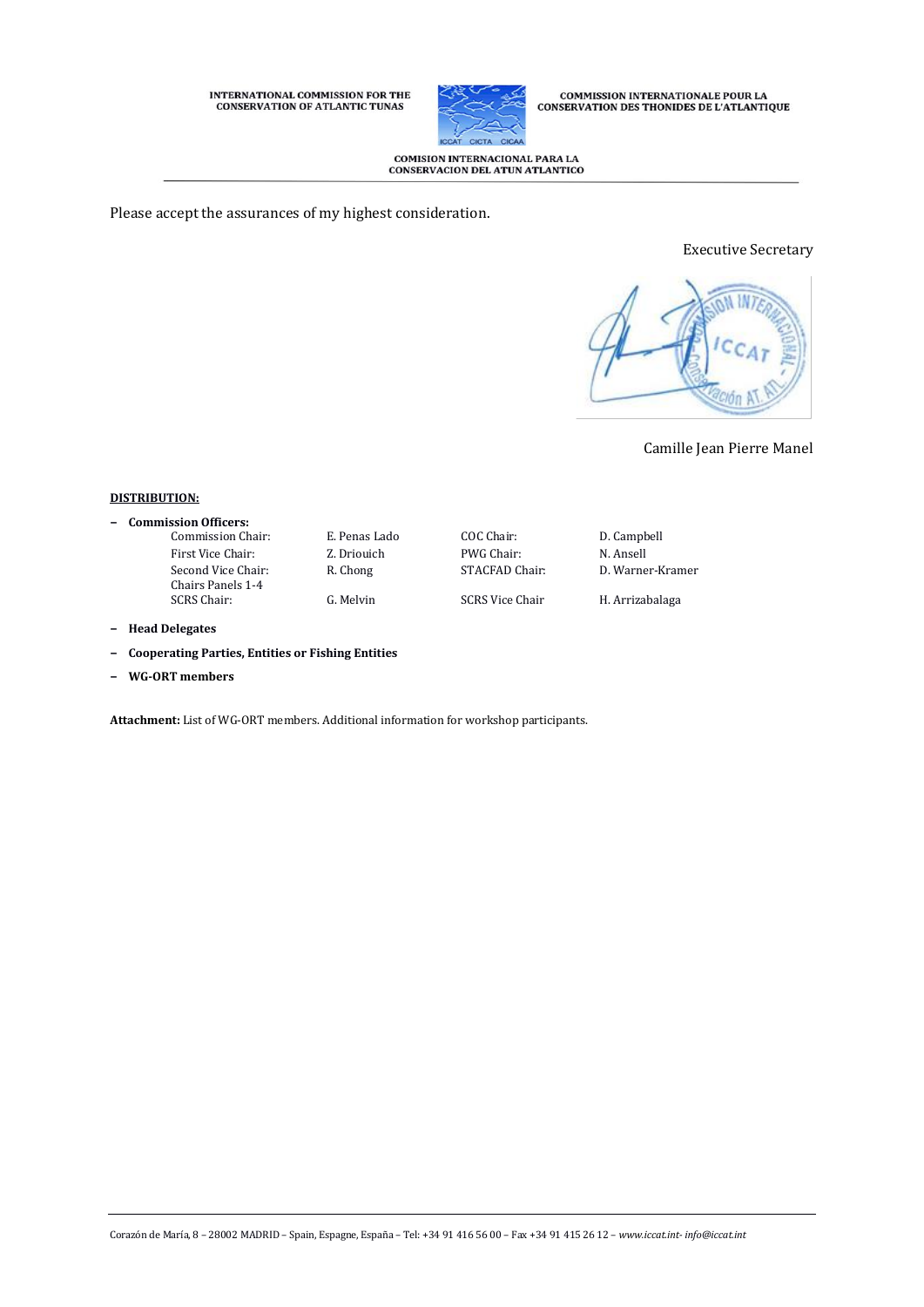Please accept the assurances of my highest consideration.

Executive Secretary

Camille Jean Pierre Manel

**DISTRIBUTION:**

- **Commission Officers:**

| | | | |
|---|---|---|---|
| Commission Chair: | E. Penas Lado | COC Chair: | D. Campbell |
| First Vice Chair: | Z. Driouich | PWG Chair: | N. Ansell |
| Second Vice Chair: | R. Chong | STACFAD Chair: | D. Warner-Kramer |
| Chairs Panels 1-4 | | | |
| SCRS Chair: | G. Melvin | SCRS Vice Chair | H. Arrizabalaga |

- **Head Delegates**
- **Cooperating Parties, Entities or Fishing Entities**
- **WG-ORT members**

**Attachment:** List of WG-ORT members. Additional information for workshop participants.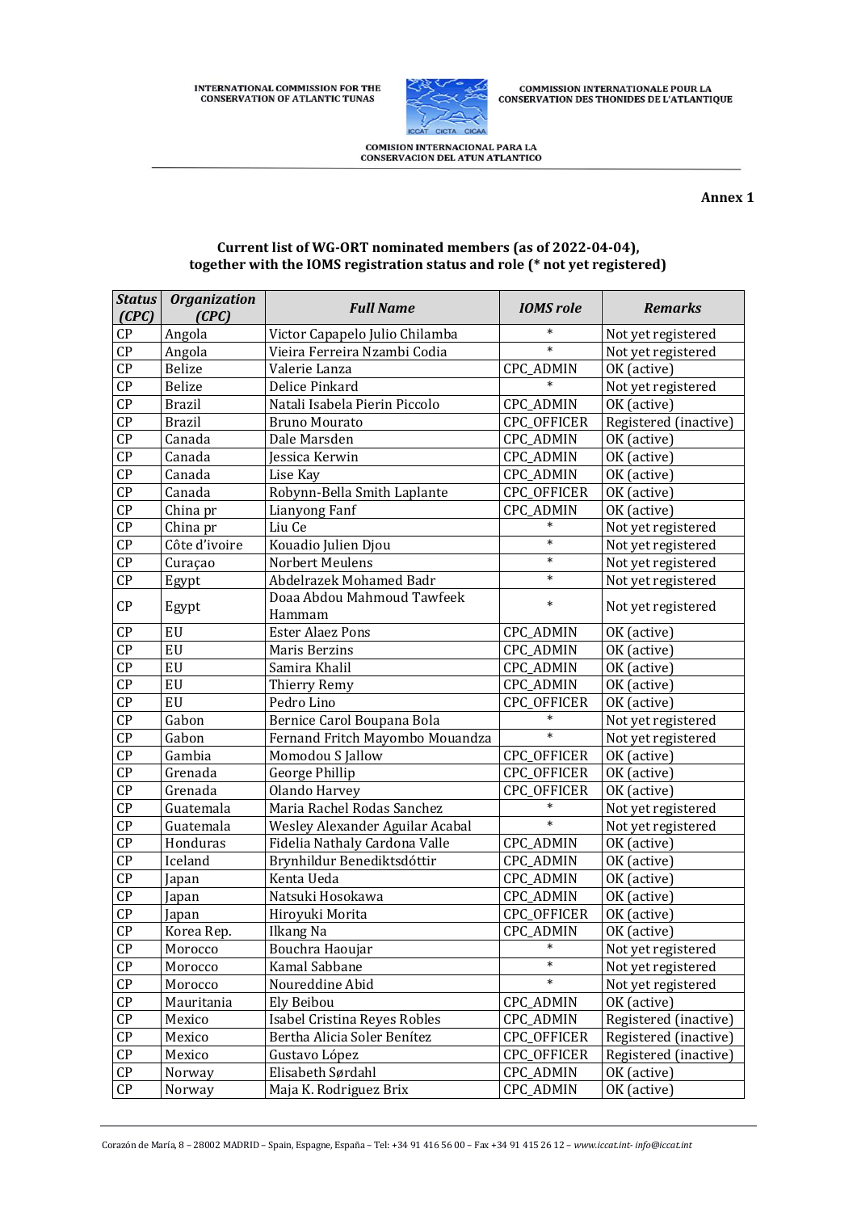**Annex 1**

**Current list of WG-ORT nominated members (as of 2022-04-04), together with the IOMS registration status and role (* not yet registered)**

| *Status (CPC)* | *Organization (CPC)* | *Full Name* | *IOMS role* | *Remarks* |
|---|---|---|---|---|
| CP | Angola | Victor Capapelo Julio Chilamba | * | Not yet registered |
| CP | Angola | Vieira Ferreira Nzambi Codia | * | Not yet registered |
| CP | Belize | Valerie Lanza | CPC_ADMIN | OK (active) |
| CP | Belize | Delice Pinkard | * | Not yet registered |
| CP | Brazil | Natali Isabela Pierin Piccolo | CPC_ADMIN | OK (active) |
| CP | Brazil | Bruno Mourato | CPC_OFFICER | Registered (inactive) |
| CP | Canada | Dale Marsden | CPC_ADMIN | OK (active) |
| CP | Canada | Jessica Kerwin | CPC_ADMIN | OK (active) |
| CP | Canada | Lise Kay | CPC_ADMIN | OK (active) |
| CP | Canada | Robynn-Bella Smith Laplante | CPC_OFFICER | OK (active) |
| CP | China pr | Lianyong Fanf | CPC_ADMIN | OK (active) |
| CP | China pr | Liu Ce | * | Not yet registered |
| CP | Côte d'ivoire | Kouadio Julien Djou | * | Not yet registered |
| CP | Curaçao | Norbert Meulens | * | Not yet registered |
| CP | Egypt | Abdelrazek Mohamed Badr | * | Not yet registered |
| CP | Egypt | Doaa Abdou Mahmoud Tawfeek Hammam | * | Not yet registered |
| CP | EU | Ester Alaez Pons | CPC_ADMIN | OK (active) |
| CP | EU | Maris Berzins | CPC_ADMIN | OK (active) |
| CP | EU | Samira Khalil | CPC_ADMIN | OK (active) |
| CP | EU | Thierry Remy | CPC_ADMIN | OK (active) |
| CP | EU | Pedro Lino | CPC_OFFICER | OK (active) |
| CP | Gabon | Bernice Carol Boupana Bola | * | Not yet registered |
| CP | Gabon | Fernand Fritch Mayombo Mouandza | * | Not yet registered |
| CP | Gambia | Momodou S Jallow | CPC_OFFICER | OK (active) |
| CP | Grenada | George Phillip | CPC_OFFICER | OK (active) |
| CP | Grenada | Olando Harvey | CPC_OFFICER | OK (active) |
| CP | Guatemala | Maria Rachel Rodas Sanchez | * | Not yet registered |
| CP | Guatemala | Wesley Alexander Aguilar Acabal | * | Not yet registered |
| CP | Honduras | Fidelia Nathaly Cardona Valle | CPC_ADMIN | OK (active) |
| CP | Iceland | Brynhildur Benediktsdóttir | CPC_ADMIN | OK (active) |
| CP | Japan | Kenta Ueda | CPC_ADMIN | OK (active) |
| CP | Japan | Natsuki Hosokawa | CPC_ADMIN | OK (active) |
| CP | Japan | Hiroyuki Morita | CPC_OFFICER | OK (active) |
| CP | Korea Rep. | Ilkang Na | CPC_ADMIN | OK (active) |
| CP | Morocco | Bouchra Haoujar | * | Not yet registered |
| CP | Morocco | Kamal Sabbane | * | Not yet registered |
| CP | Morocco | Noureddine Abid | * | Not yet registered |
| CP | Mauritania | Ely Beibou | CPC_ADMIN | OK (active) |
| CP | Mexico | Isabel Cristina Reyes Robles | CPC_ADMIN | Registered (inactive) |
| CP | Mexico | Bertha Alicia Soler Benítez | CPC_OFFICER | Registered (inactive) |
| CP | Mexico | Gustavo López | CPC_OFFICER | Registered (inactive) |
| CP | Norway | Elisabeth Sørdahl | CPC_ADMIN | OK (active) |
| CP | Norway | Maja K. Rodriguez Brix | CPC_ADMIN | OK (active) |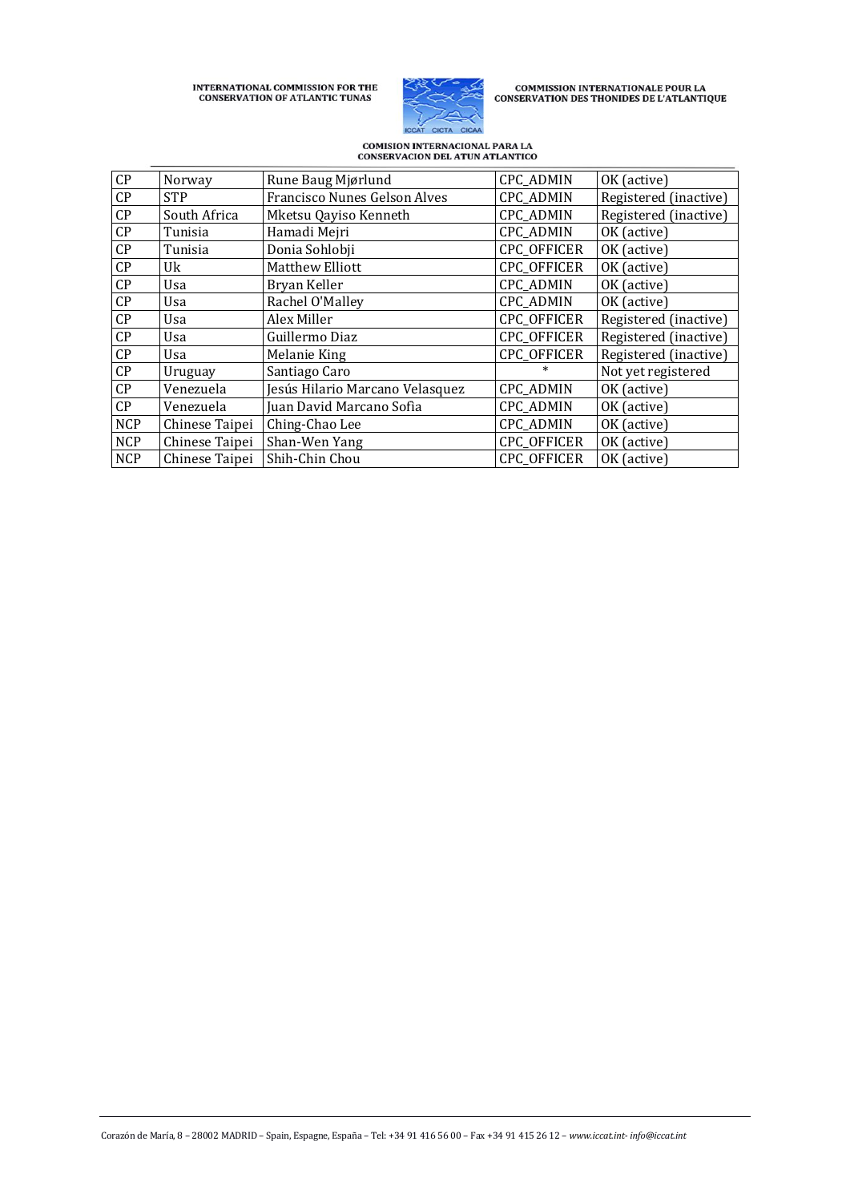| CP | Norway | Rune Baug Mjørlund | CPC_ADMIN | OK (active) |
|---|---|---|---|---|
| CP | STP | Francisco Nunes Gelson Alves | CPC_ADMIN | Registered (inactive) |
| CP | South Africa | Mketsu Qayiso Kenneth | CPC_ADMIN | Registered (inactive) |
| CP | Tunisia | Hamadi Mejri | CPC_ADMIN | OK (active) |
| CP | Tunisia | Donia Sohlobji | CPC_OFFICER | OK (active) |
| CP | Uk | Matthew Elliott | CPC_OFFICER | OK (active) |
| CP | Usa | Bryan Keller | CPC_ADMIN | OK (active) |
| CP | Usa | Rachel O'Malley | CPC_ADMIN | OK (active) |
| CP | Usa | Alex Miller | CPC_OFFICER | Registered (inactive) |
| CP | Usa | Guillermo Diaz | CPC_OFFICER | Registered (inactive) |
| CP | Usa | Melanie King | CPC_OFFICER | Registered (inactive) |
| CP | Uruguay | Santiago Caro | * | Not yet registered |
| CP | Venezuela | Jesús Hilario Marcano Velasquez | CPC_ADMIN | OK (active) |
| CP | Venezuela | Juan David Marcano Sofia | CPC_ADMIN | OK (active) |
| NCP | Chinese Taipei | Ching-Chao Lee | CPC_ADMIN | OK (active) |
| NCP | Chinese Taipei | Shan-Wen Yang | CPC_OFFICER | OK (active) |
| NCP | Chinese Taipei | Shih-Chin Chou | CPC_OFFICER | OK (active) |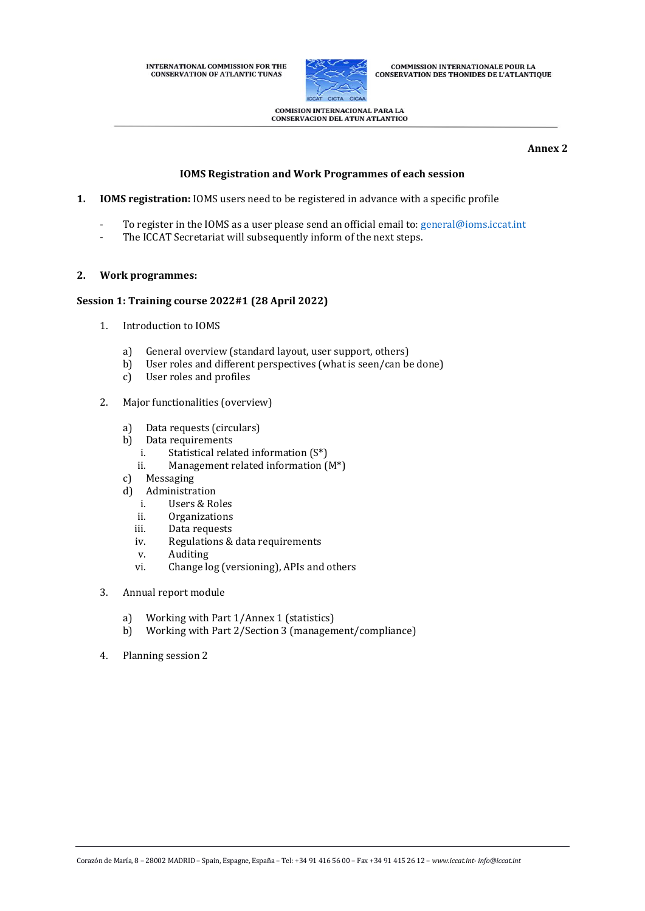**Annex 2**

**IOMS Registration and Work Programmes of each session**

1. **IOMS registration:** IOMS users need to be registered in advance with a specific profile

   - To register in the IOMS as a user please send an official email to: general@ioms.iccat.int
   - The ICCAT Secretariat will subsequently inform of the next steps.

2. **Work programmes:**

**Session 1: Training course 2022#1 (28 April 2022)**

1. Introduction to IOMS

   a) General overview (standard layout, user support, others)
   b) User roles and different perspectives (what is seen/can be done)
   c) User roles and profiles

2. Major functionalities (overview)

   a) Data requests (circulars)
   b) Data requirements
      i. Statistical related information (S*)
      ii. Management related information (M*)
   c) Messaging
   d) Administration
      i. Users & Roles
      ii. Organizations
      iii. Data requests
      iv. Regulations & data requirements
      v. Auditing
      vi. Change log (versioning), APIs and others

3. Annual report module

   a) Working with Part 1/Annex 1 (statistics)
   b) Working with Part 2/Section 3 (management/compliance)

4. Planning session 2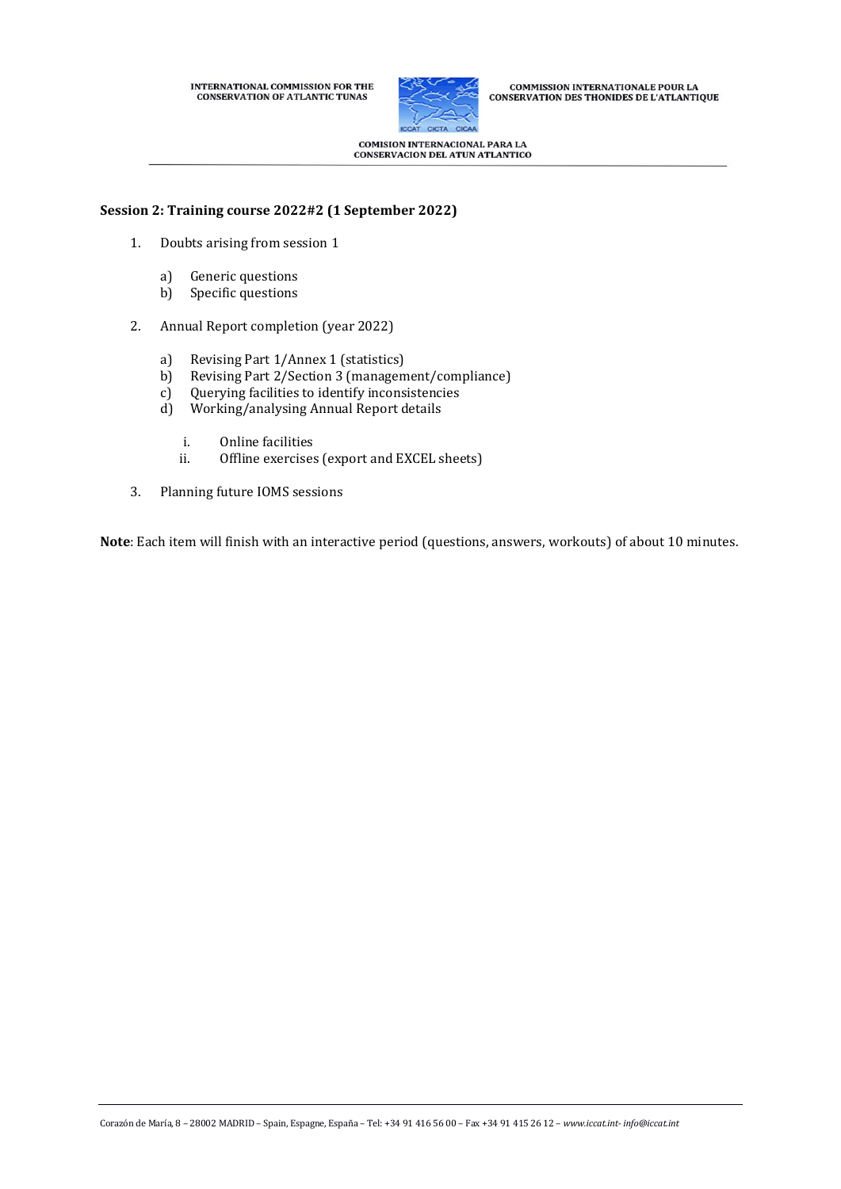INTERNATIONAL COMMISSION FOR THE CONSERVATION OF ATLANTIC TUNAS

COMMISSION INTERNATIONALE POUR LA CONSERVATION DES THONIDES DE L'ATLANTIQUE

COMISION INTERNACIONAL PARA LA CONSERVACION DEL ATUN ATLANTICO

**Session 2: Training course 2022#2 (1 September 2022)**

1. Doubts arising from session 1

   a) Generic questions
   b) Specific questions

2. Annual Report completion (year 2022)

   a) Revising Part 1/Annex 1 (statistics)
   b) Revising Part 2/Section 3 (management/compliance)
   c) Querying facilities to identify inconsistencies
   d) Working/analysing Annual Report details

      i. Online facilities
      ii. Offline exercises (export and EXCEL sheets)

3. Planning future IOMS sessions

**Note**: Each item will finish with an interactive period (questions, answers, workouts) of about 10 minutes.

Corazón de María, 8 – 28002 MADRID – Spain, Espagne, España – Tel: +34 91 416 56 00 – Fax +34 91 415 26 12 – *www.iccat.int- info@iccat.int*